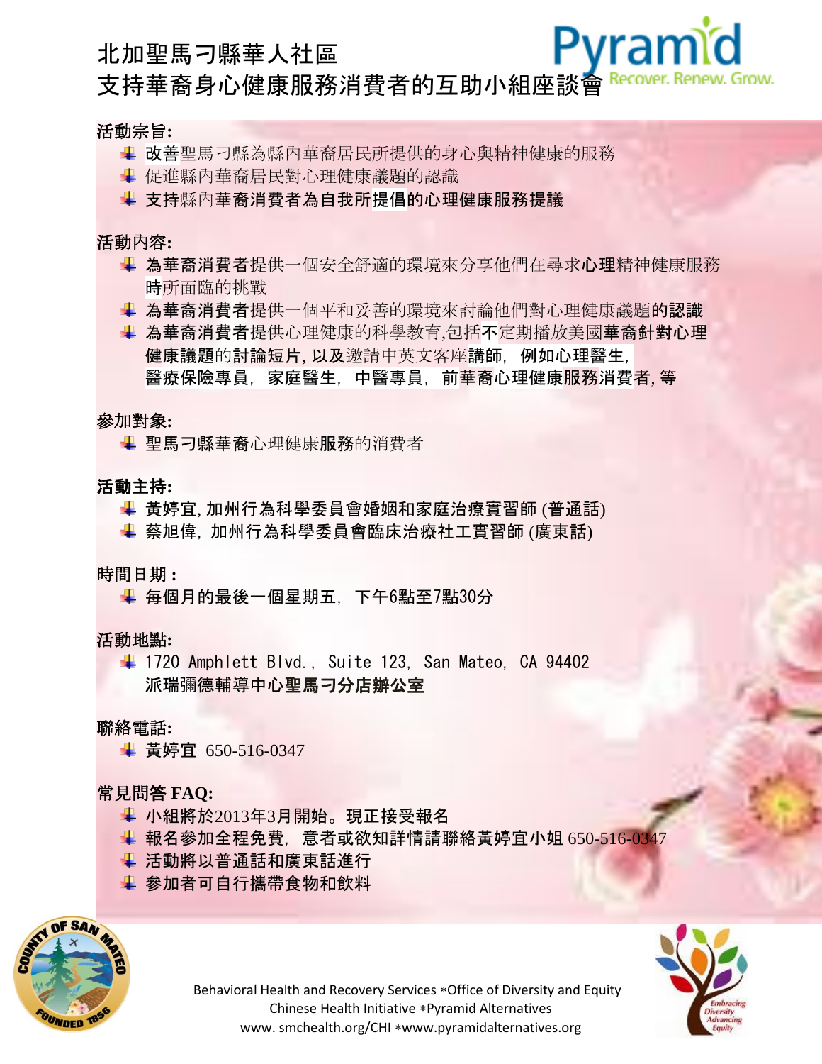# 北加聖馬刁縣華人社區
# 支持華裔身心健康服務消費者的互助小組座談會

Pyramid Recover. Renew. Grow.

**活動宗旨:**

- 改善聖馬刁縣為縣內華裔居民所提供的身心與精神健康的服務
- 促進縣內華裔居民對心理健康議題的認識
- **支持**縣內**華裔消費者為自我所提倡的心理健康服務提議**

**活動內容:**

- **為華裔消費者**提供一個安全舒適的環境來分享他們在尋求**心理**精神健康服務**時**所面臨的挑戰
- **為華裔消費者**提供一個平和妥善的環境來討論他們對心理健康議題**的認識**
- **為華裔消費者**提供心理健康的科學教育,包括**不**定期播放美國**華裔針對心理健康議題**的**討論短片, 以及**邀請中英文客座**講師, 例如心理醫生, 醫療保險專員, 家庭醫生, 中醫專員, 前華裔心理健康服務**消費者**, 等**

**參加對象:**

- **聖馬刁縣華裔**心理健康**服務**的消費者

**活動主持:**

- 黃婷宜, 加州行為科學委員會婚姻和家庭治療實習師 (普通話)
- 蔡旭偉, 加州行為科學委員會臨床治療社工實習師 (廣東話)

**時間日期 :**

- 每個月的最後一個星期五, 下午6點至7點30分

**活動地點:**

- 1720 Amphlett Blvd., Suite 123, San Mateo, CA 94402
  派瑞彌德輔導中心**聖馬刁分店辦公室**

**聯絡電話:**

- 黃婷宜 650-516-0347

**常見問答 FAQ:**

- 小組將於2013年3月開始。現正接受報名
- 報名參加全程免費, 意者或欲知詳情請聯絡黃婷宜小姐 650-516-0347
- 活動將以普通話和廣東話進行
- 參加者可自行攜帶食物和飲料

Behavioral Health and Recovery Services *Office of Diversity and Equity
Chinese Health Initiative *Pyramid Alternatives
www. smchealth.org/CHI *www.pyramidalternatives.org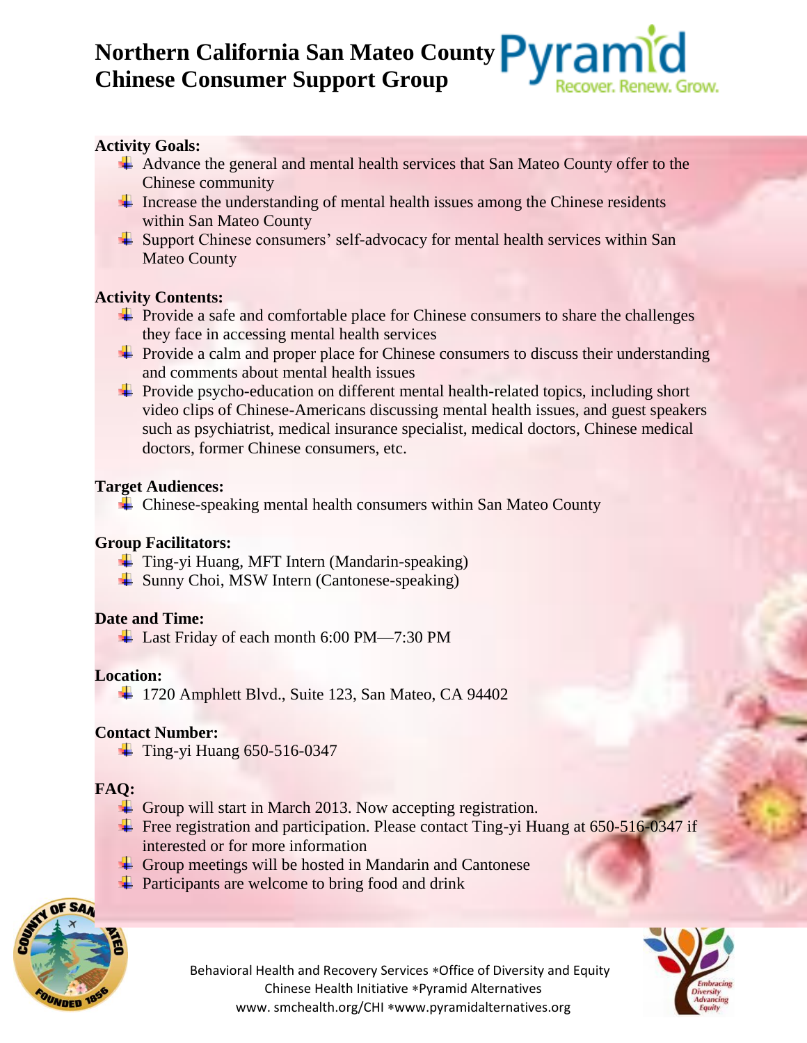# Northern California San Mateo County Chinese Consumer Support Group

Pyramid
Recover. Renew. Grow.

**Activity Goals:**

- Advance the general and mental health services that San Mateo County offer to the Chinese community
- Increase the understanding of mental health issues among the Chinese residents within San Mateo County
- Support Chinese consumers' self-advocacy for mental health services within San Mateo County

**Activity Contents:**

- Provide a safe and comfortable place for Chinese consumers to share the challenges they face in accessing mental health services
- Provide a calm and proper place for Chinese consumers to discuss their understanding and comments about mental health issues
- Provide psycho-education on different mental health-related topics, including short video clips of Chinese-Americans discussing mental health issues, and guest speakers such as psychiatrist, medical insurance specialist, medical doctors, Chinese medical doctors, former Chinese consumers, etc.

**Target Audiences:**

- Chinese-speaking mental health consumers within San Mateo County

**Group Facilitators:**

- Ting-yi Huang, MFT Intern (Mandarin-speaking)
- Sunny Choi, MSW Intern (Cantonese-speaking)

**Date and Time:**

- Last Friday of each month 6:00 PM—7:30 PM

**Location:**

- 1720 Amphlett Blvd., Suite 123, San Mateo, CA 94402

**Contact Number:**

- Ting-yi Huang 650-516-0347

**FAQ:**

- Group will start in March 2013. Now accepting registration.
- Free registration and participation. Please contact Ting-yi Huang at 650-516-0347 if interested or for more information
- Group meetings will be hosted in Mandarin and Cantonese
- Participants are welcome to bring food and drink

Behavioral Health and Recovery Services *Office of Diversity and Equity
Chinese Health Initiative *Pyramid Alternatives
www. smchealth.org/CHI *www.pyramidalternatives.org